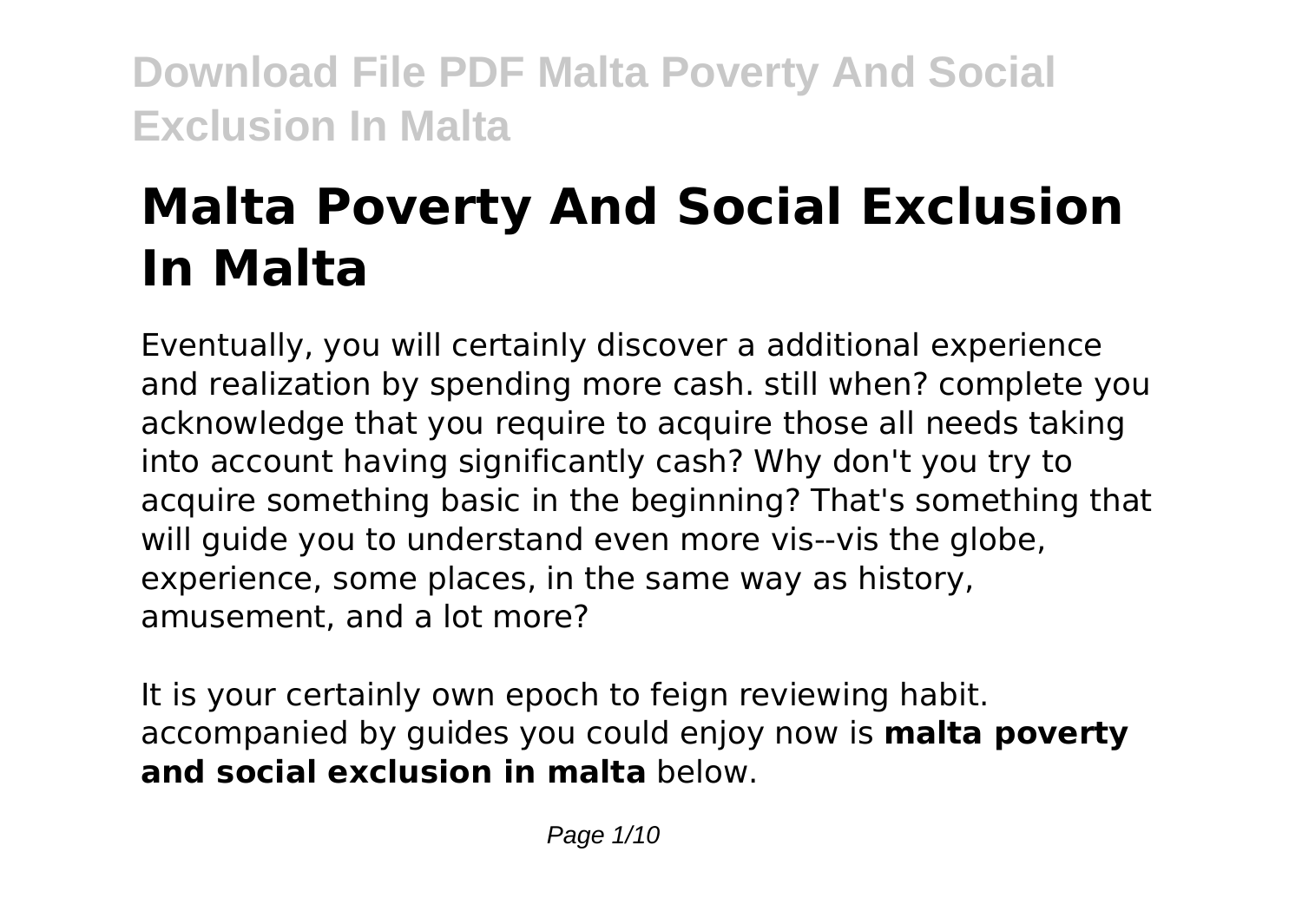# Malta Poverty And Social Exclusion In Malta

Eventually, you will certainly discover a additional experience and realization by spending more cash. still when? complete you acknowledge that you require to acquire those all needs taking into account having significantly cash? Why don't you try to acquire something basic in the beginning? That's something that will guide you to understand even more vis--vis the globe, experience, some places, in the same way as history, amusement, and a lot more?

It is your certainly own epoch to feign reviewing habit. accompanied by guides you could enjoy now is **malta poverty and social exclusion in malta** below.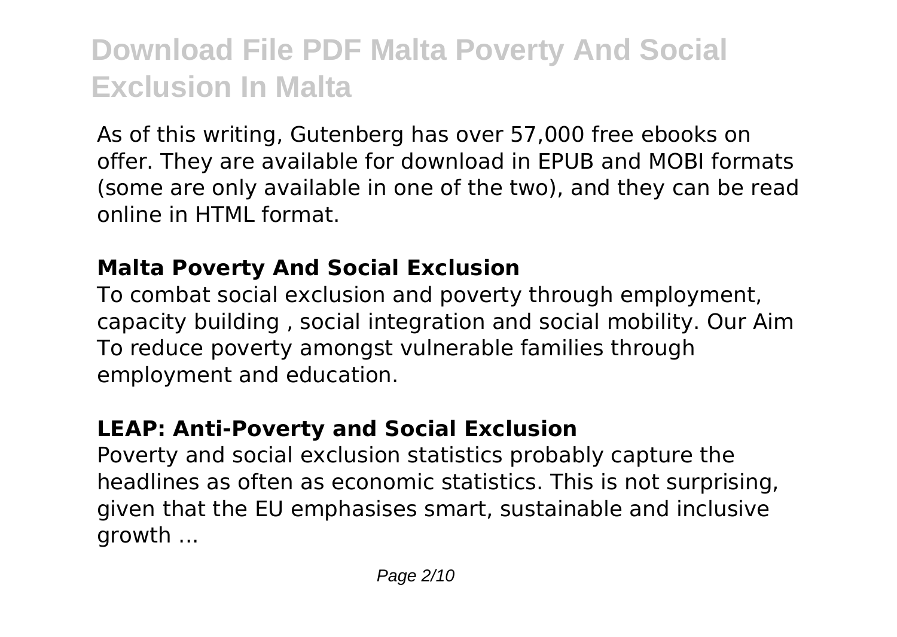As of this writing, Gutenberg has over 57,000 free ebooks on offer. They are available for download in EPUB and MOBI formats (some are only available in one of the two), and they can be read online in HTML format.

## Malta Poverty And Social Exclusion

To combat social exclusion and poverty through employment, capacity building , social integration and social mobility. Our Aim To reduce poverty amongst vulnerable families through employment and education.

## LEAP: Anti-Poverty and Social Exclusion

Poverty and social exclusion statistics probably capture the headlines as often as economic statistics. This is not surprising, given that the EU emphasises smart, sustainable and inclusive growth ...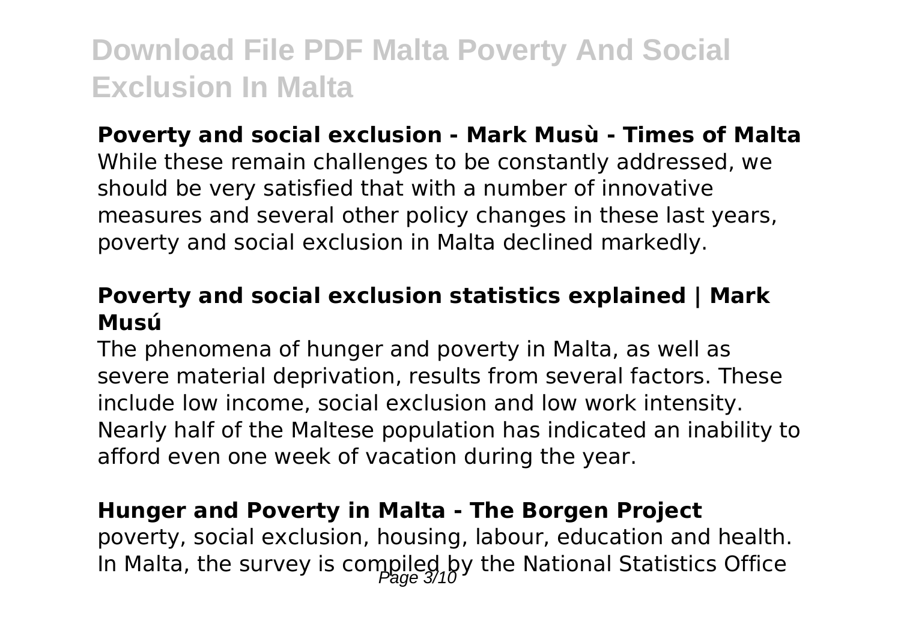**Poverty and social exclusion - Mark Musù - Times of Malta**

While these remain challenges to be constantly addressed, we should be very satisfied that with a number of innovative measures and several other policy changes in these last years, poverty and social exclusion in Malta declined markedly.

**Poverty and social exclusion statistics explained | Mark Musú**

The phenomena of hunger and poverty in Malta, as well as severe material deprivation, results from several factors. These include low income, social exclusion and low work intensity. Nearly half of the Maltese population has indicated an inability to afford even one week of vacation during the year.

**Hunger and Poverty in Malta - The Borgen Project**

poverty, social exclusion, housing, labour, education and health. In Malta, the survey is compiled by the National Statistics Office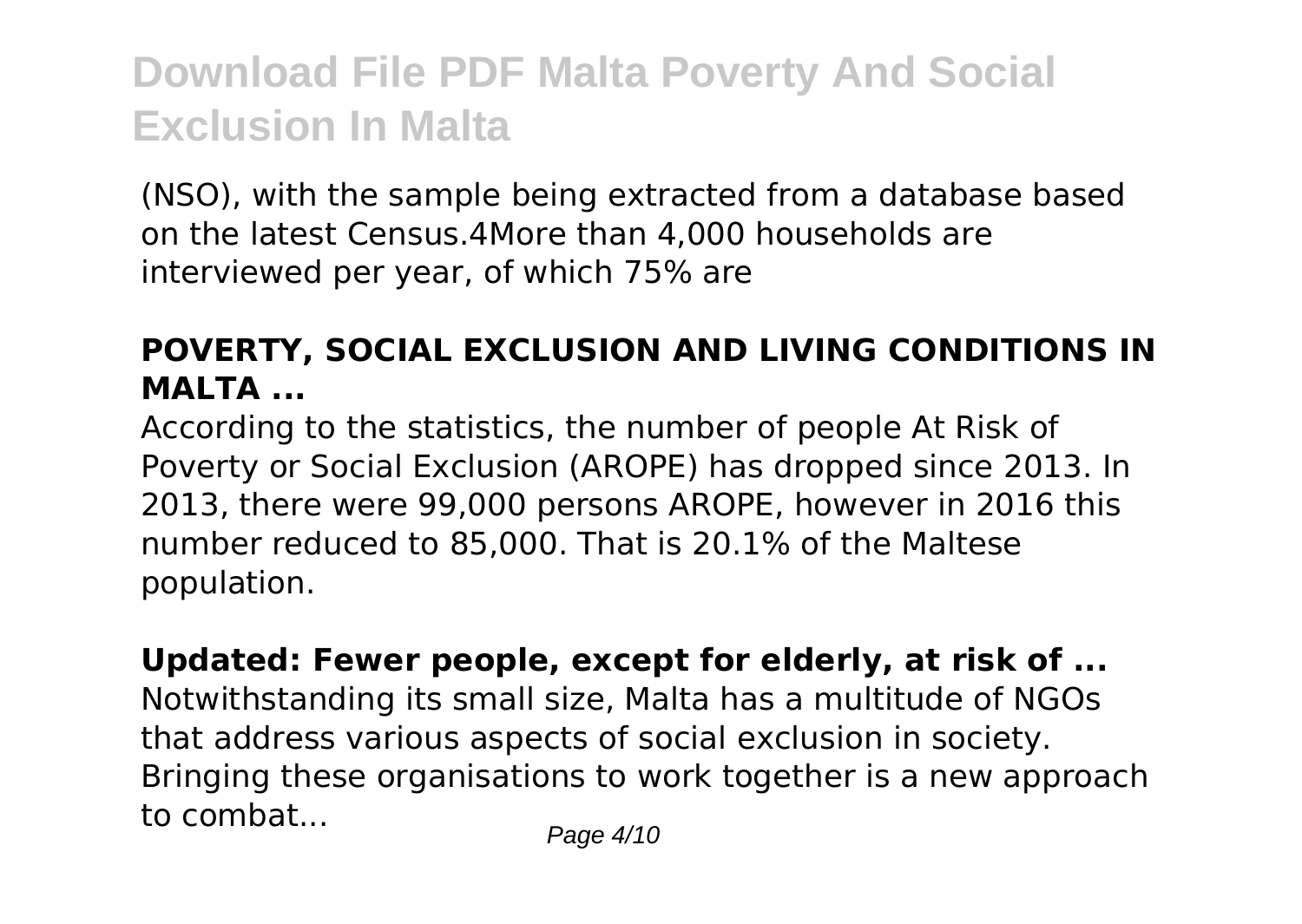(NSO), with the sample being extracted from a database based on the latest Census.4More than 4,000 households are interviewed per year, of which 75% are

### POVERTY, SOCIAL EXCLUSION AND LIVING CONDITIONS IN MALTA ...

According to the statistics, the number of people At Risk of Poverty or Social Exclusion (AROPE) has dropped since 2013. In 2013, there were 99,000 persons AROPE, however in 2016 this number reduced to 85,000. That is 20.1% of the Maltese population.

### Updated: Fewer people, except for elderly, at risk of ...

Notwithstanding its small size, Malta has a multitude of NGOs that address various aspects of social exclusion in society. Bringing these organisations to work together is a new approach to combat...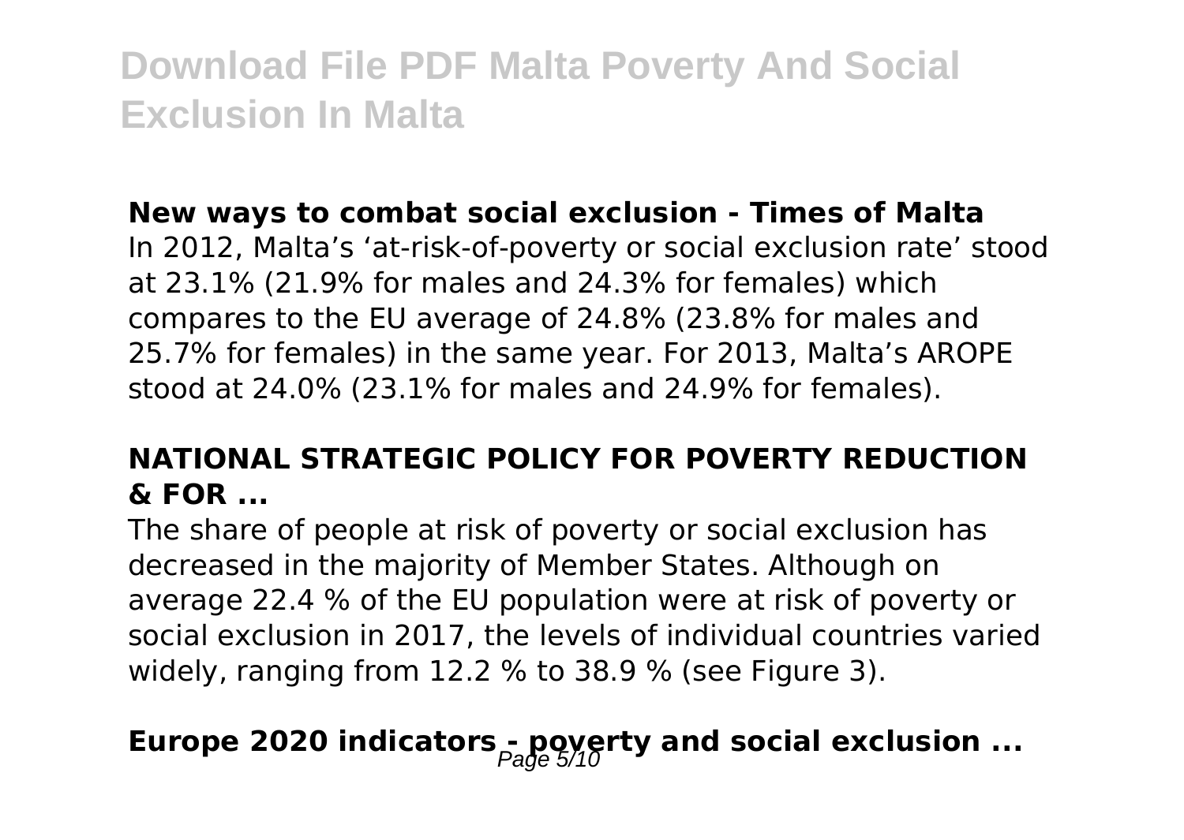### New ways to combat social exclusion - Times of Malta

In 2012, Malta's 'at-risk-of-poverty or social exclusion rate' stood at 23.1% (21.9% for males and 24.3% for females) which compares to the EU average of 24.8% (23.8% for males and 25.7% for females) in the same year. For 2013, Malta's AROPE stood at 24.0% (23.1% for males and 24.9% for females).

### NATIONAL STRATEGIC POLICY FOR POVERTY REDUCTION & FOR ...

The share of people at risk of poverty or social exclusion has decreased in the majority of Member States. Although on average 22.4 % of the EU population were at risk of poverty or social exclusion in 2017, the levels of individual countries varied widely, ranging from 12.2 % to 38.9 % (see Figure 3).

### Europe 2020 indicators - poverty and social exclusion ...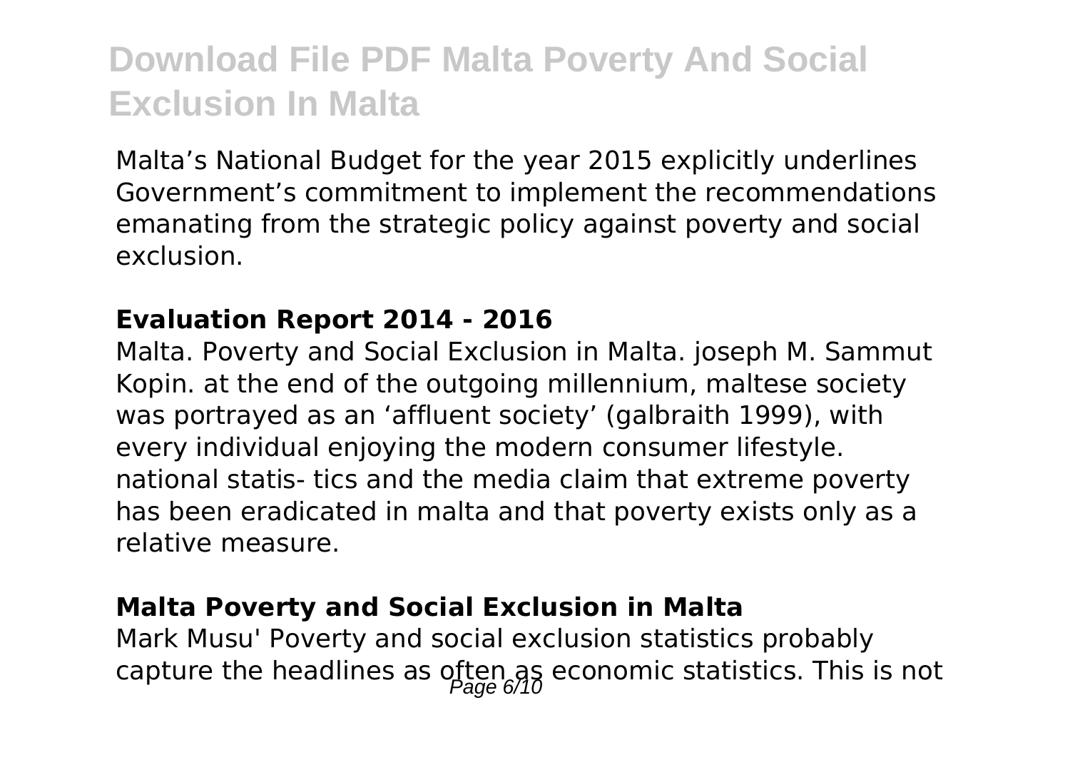Malta's National Budget for the year 2015 explicitly underlines Government's commitment to implement the recommendations emanating from the strategic policy against poverty and social exclusion.

**Evaluation Report 2014 - 2016**

Malta. Poverty and Social Exclusion in Malta. joseph M. Sammut Kopin. at the end of the outgoing millennium, maltese society was portrayed as an 'affluent society' (galbraith 1999), with every individual enjoying the modern consumer lifestyle. national statis- tics and the media claim that extreme poverty has been eradicated in malta and that poverty exists only as a relative measure.

**Malta Poverty and Social Exclusion in Malta**

Mark Musu' Poverty and social exclusion statistics probably capture the headlines as often as economic statistics. This is not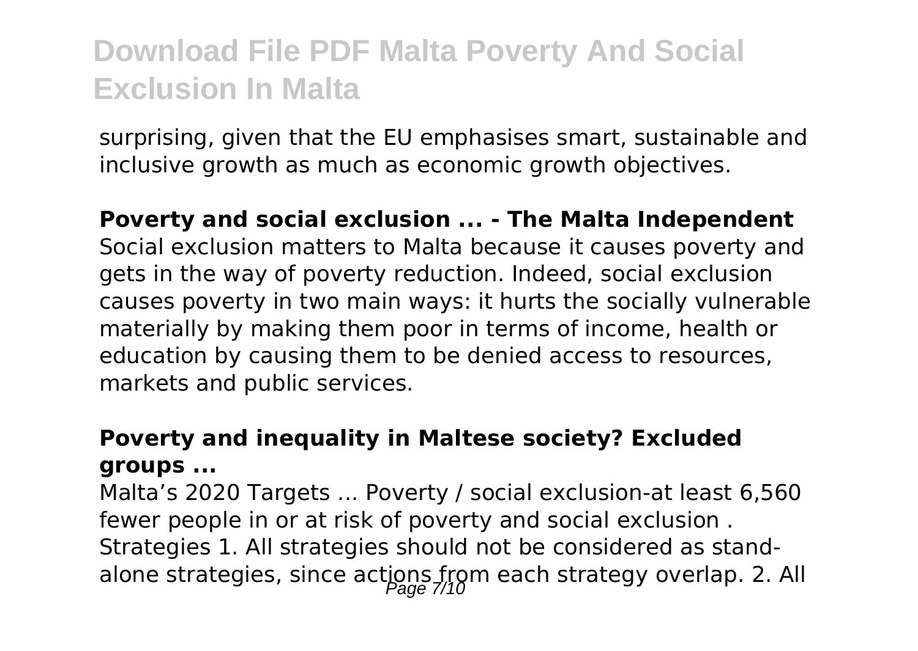surprising, given that the EU emphasises smart, sustainable and inclusive growth as much as economic growth objectives.

**Poverty and social exclusion ... - The Malta Independent**

Social exclusion matters to Malta because it causes poverty and gets in the way of poverty reduction. Indeed, social exclusion causes poverty in two main ways: it hurts the socially vulnerable materially by making them poor in terms of income, health or education by causing them to be denied access to resources, markets and public services.

**Poverty and inequality in Maltese society? Excluded groups ...**

Malta's 2020 Targets ... Poverty / social exclusion-at least 6,560 fewer people in or at risk of poverty and social exclusion . Strategies 1. All strategies should not be considered as stand-alone strategies, since actions from each strategy overlap. 2. All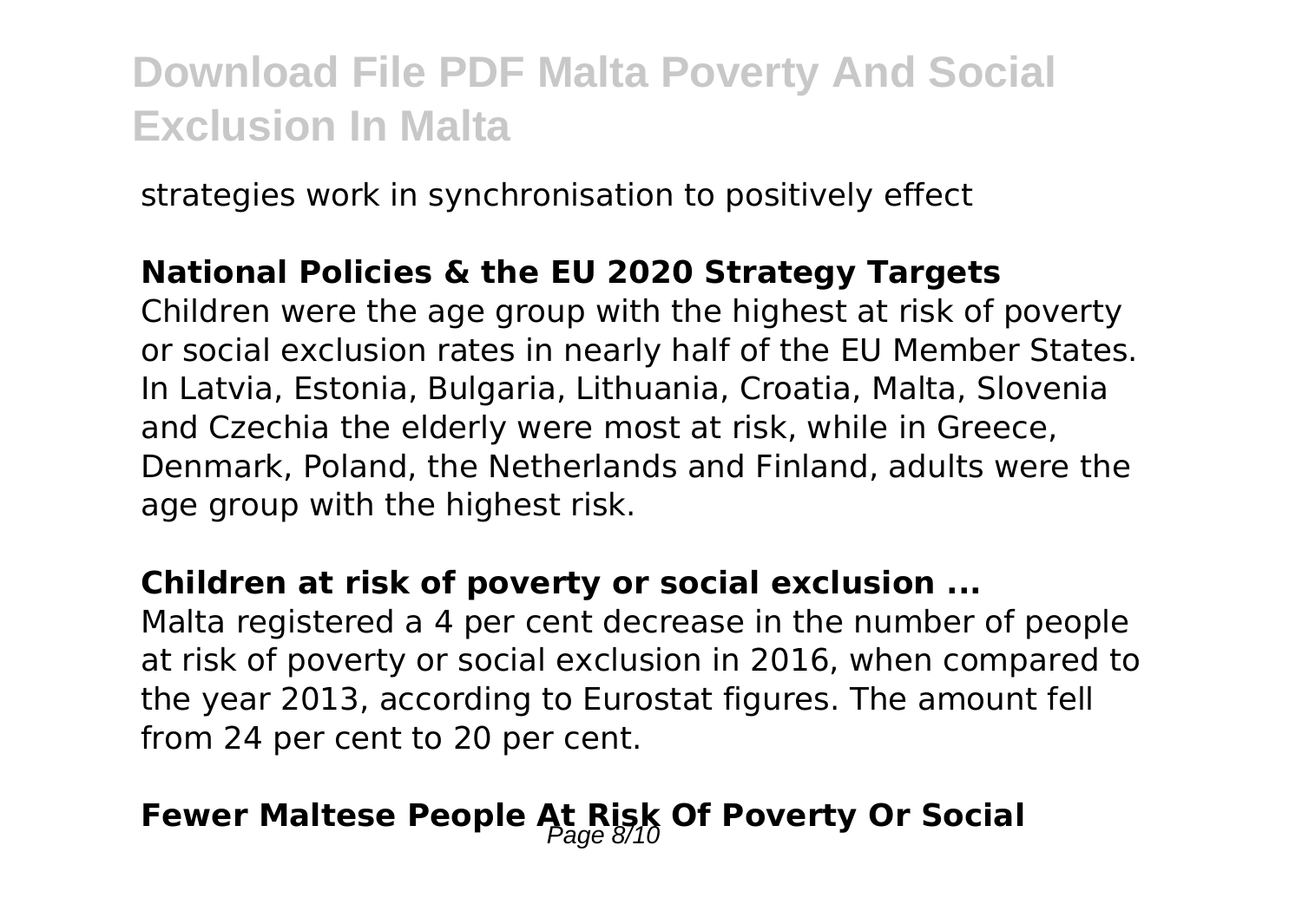strategies work in synchronisation to positively effect

**National Policies & the EU 2020 Strategy Targets**

Children were the age group with the highest at risk of poverty or social exclusion rates in nearly half of the EU Member States. In Latvia, Estonia, Bulgaria, Lithuania, Croatia, Malta, Slovenia and Czechia the elderly were most at risk, while in Greece, Denmark, Poland, the Netherlands and Finland, adults were the age group with the highest risk.

**Children at risk of poverty or social exclusion ...**

Malta registered a 4 per cent decrease in the number of people at risk of poverty or social exclusion in 2016, when compared to the year 2013, according to Eurostat figures. The amount fell from 24 per cent to 20 per cent.

**Fewer Maltese People At Risk Of Poverty Or Social**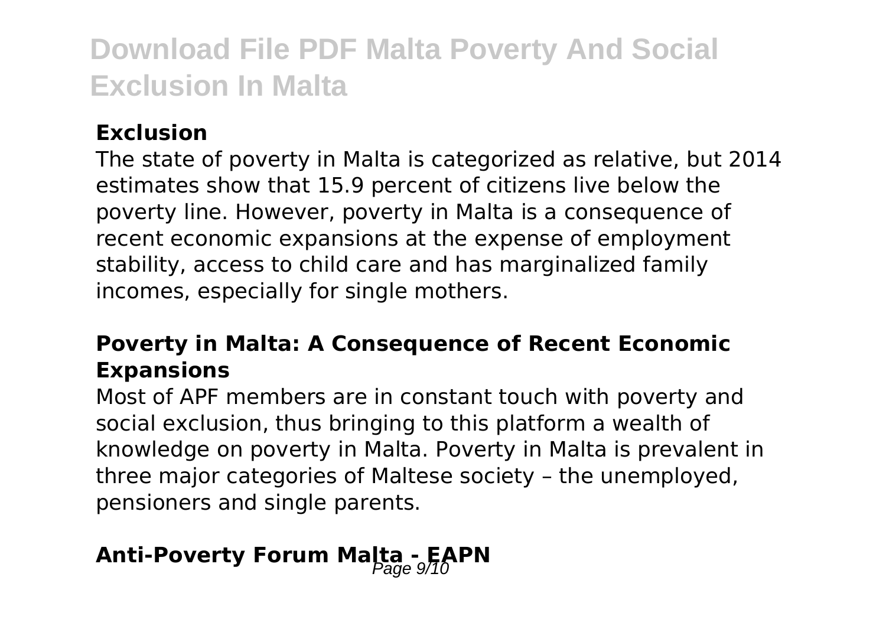### Exclusion

The state of poverty in Malta is categorized as relative, but 2014 estimates show that 15.9 percent of citizens live below the poverty line. However, poverty in Malta is a consequence of recent economic expansions at the expense of employment stability, access to child care and has marginalized family incomes, especially for single mothers.

### Poverty in Malta: A Consequence of Recent Economic Expansions

Most of APF members are in constant touch with poverty and social exclusion, thus bringing to this platform a wealth of knowledge on poverty in Malta. Poverty in Malta is prevalent in three major categories of Maltese society – the unemployed, pensioners and single parents.

### Anti-Poverty Forum Malta - EAPN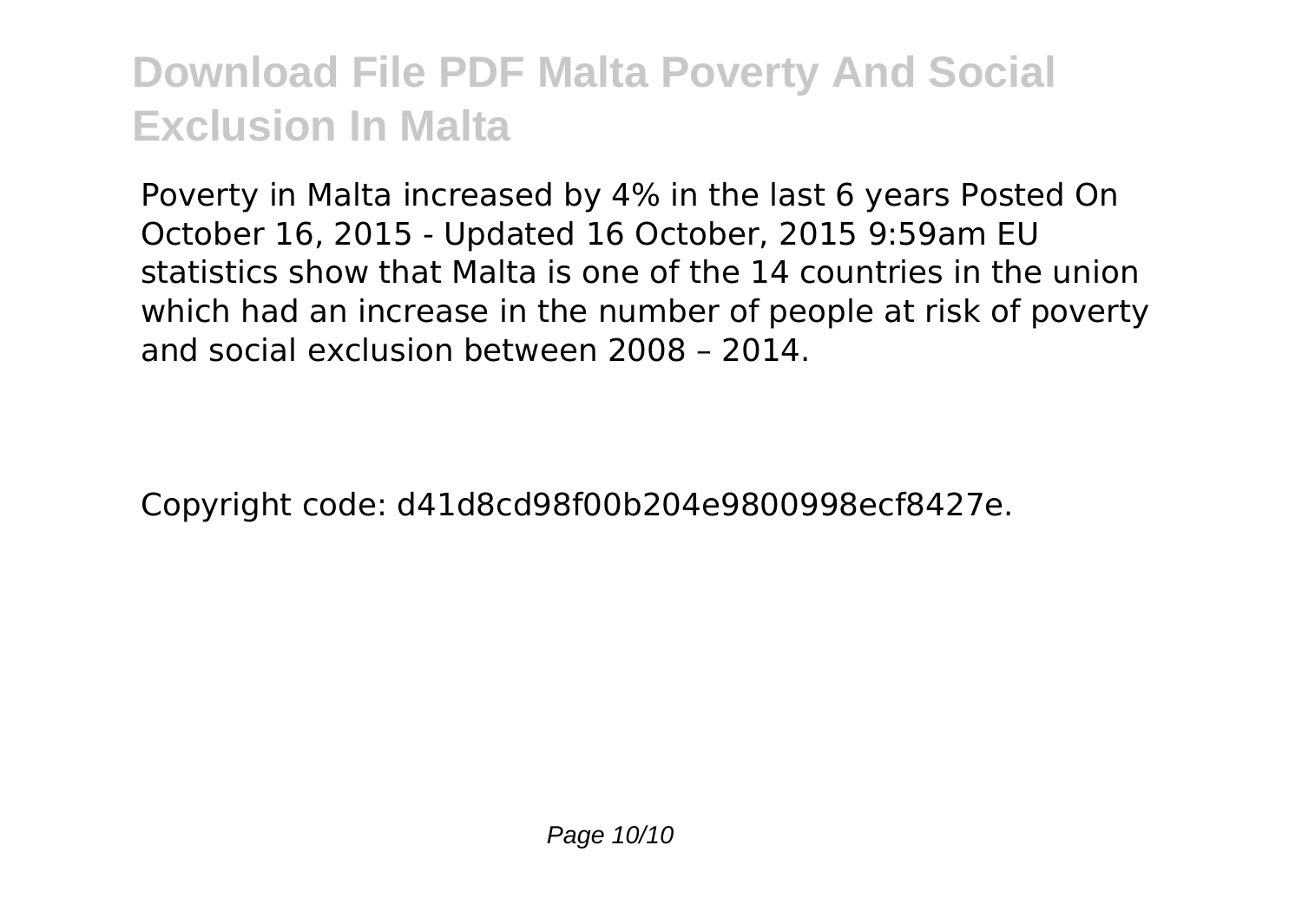Poverty in Malta increased by 4% in the last 6 years Posted On October 16, 2015 - Updated 16 October, 2015 9:59am EU statistics show that Malta is one of the 14 countries in the union which had an increase in the number of people at risk of poverty and social exclusion between 2008 – 2014.

Copyright code: d41d8cd98f00b204e9800998ecf8427e.